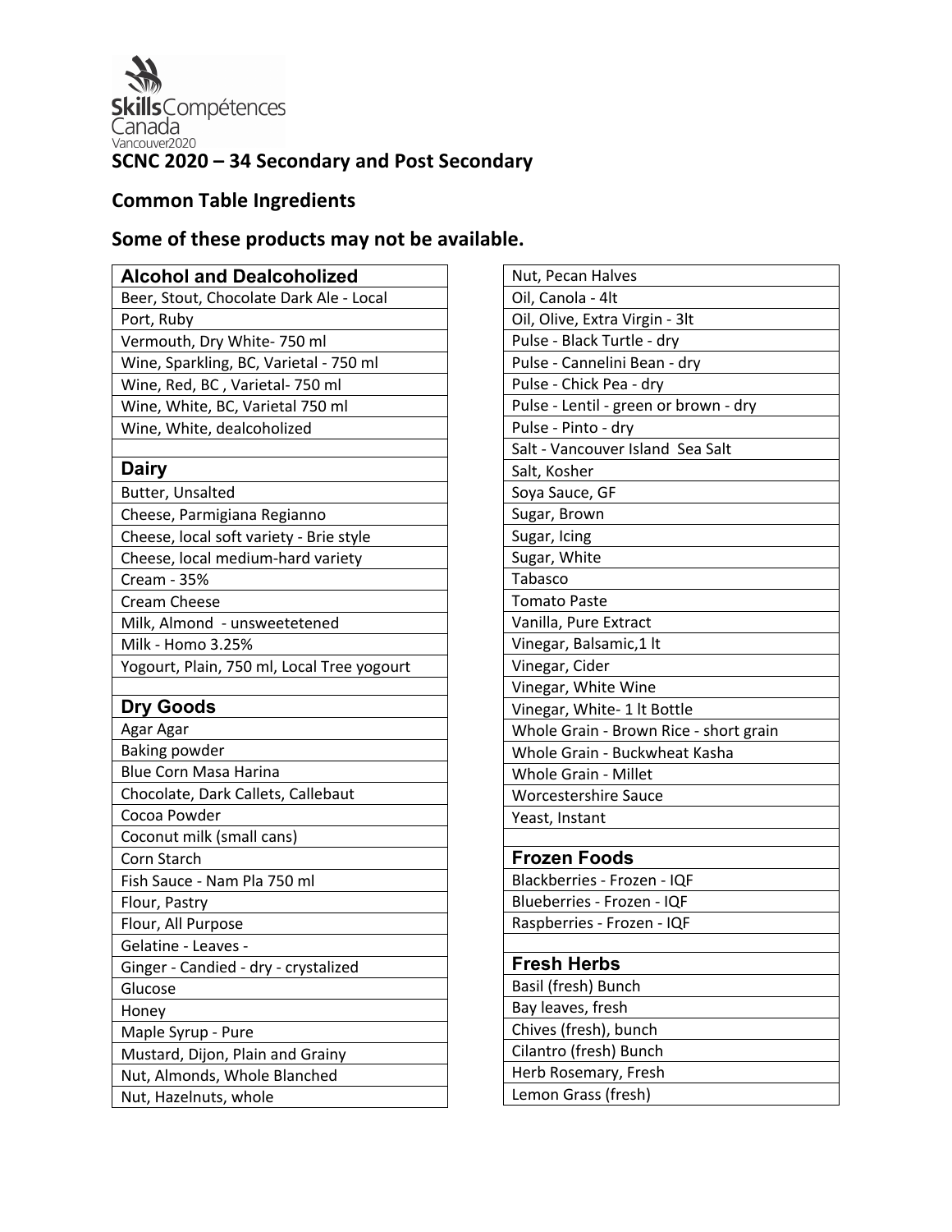Skills Compétences Canada Vancouver2020

## SCNC 2020 – 34 Secondary and Post Secondary

## Common Table Ingredients

## Some of these products may not be available.

| Alcohol and Dealcoholized |
|---|
| Beer, Stout, Chocolate Dark Ale - Local |
| Port, Ruby |
| Vermouth, Dry White- 750 ml |
| Wine, Sparkling, BC, Varietal - 750 ml |
| Wine, Red, BC , Varietal- 750 ml |
| Wine, White, BC, Varietal 750 ml |
| Wine, White, dealcoholized |
| |
| **Dairy** |
| Butter, Unsalted |
| Cheese, Parmigiana Regianno |
| Cheese, local soft variety - Brie style |
| Cheese, local medium-hard variety |
| Cream - 35% |
| Cream Cheese |
| Milk, Almond - unsweetetened |
| Milk - Homo 3.25% |
| Yogourt, Plain, 750 ml, Local Tree yogourt |
| |
| **Dry Goods** |
| Agar Agar |
| Baking powder |
| Blue Corn Masa Harina |
| Chocolate, Dark Callets, Callebaut |
| Cocoa Powder |
| Coconut milk (small cans) |
| Corn Starch |
| Fish Sauce - Nam Pla 750 ml |
| Flour, Pastry |
| Flour, All Purpose |
| Gelatine - Leaves - |
| Ginger - Candied - dry - crystalized |
| Glucose |
| Honey |
| Maple Syrup - Pure |
| Mustard, Dijon, Plain and Grainy |
| Nut, Almonds, Whole Blanched |
| Nut, Hazelnuts, whole |
| Nut, Pecan Halves |
| Oil, Canola - 4lt |
| Oil, Olive, Extra Virgin - 3lt |
| Pulse - Black Turtle - dry |
| Pulse - Cannelini Bean - dry |
| Pulse - Chick Pea - dry |
| Pulse - Lentil - green or brown - dry |
| Pulse - Pinto - dry |
| Salt - Vancouver Island Sea Salt |
| Salt, Kosher |
| Soya Sauce, GF |
| Sugar, Brown |
| Sugar, Icing |
| Sugar, White |
| Tabasco |
| Tomato Paste |
| Vanilla, Pure Extract |
| Vinegar, Balsamic,1 lt |
| Vinegar, Cider |
| Vinegar, White Wine |
| Vinegar, White- 1 lt Bottle |
| Whole Grain - Brown Rice - short grain |
| Whole Grain - Buckwheat Kasha |
| Whole Grain - Millet |
| Worcestershire Sauce |
| Yeast, Instant |
| |
| **Frozen Foods** |
| Blackberries - Frozen - IQF |
| Blueberries - Frozen - IQF |
| Raspberries - Frozen - IQF |
| |
| **Fresh Herbs** |
| Basil (fresh) Bunch |
| Bay leaves, fresh |
| Chives (fresh), bunch |
| Cilantro (fresh) Bunch |
| Herb Rosemary, Fresh |
| Lemon Grass (fresh) |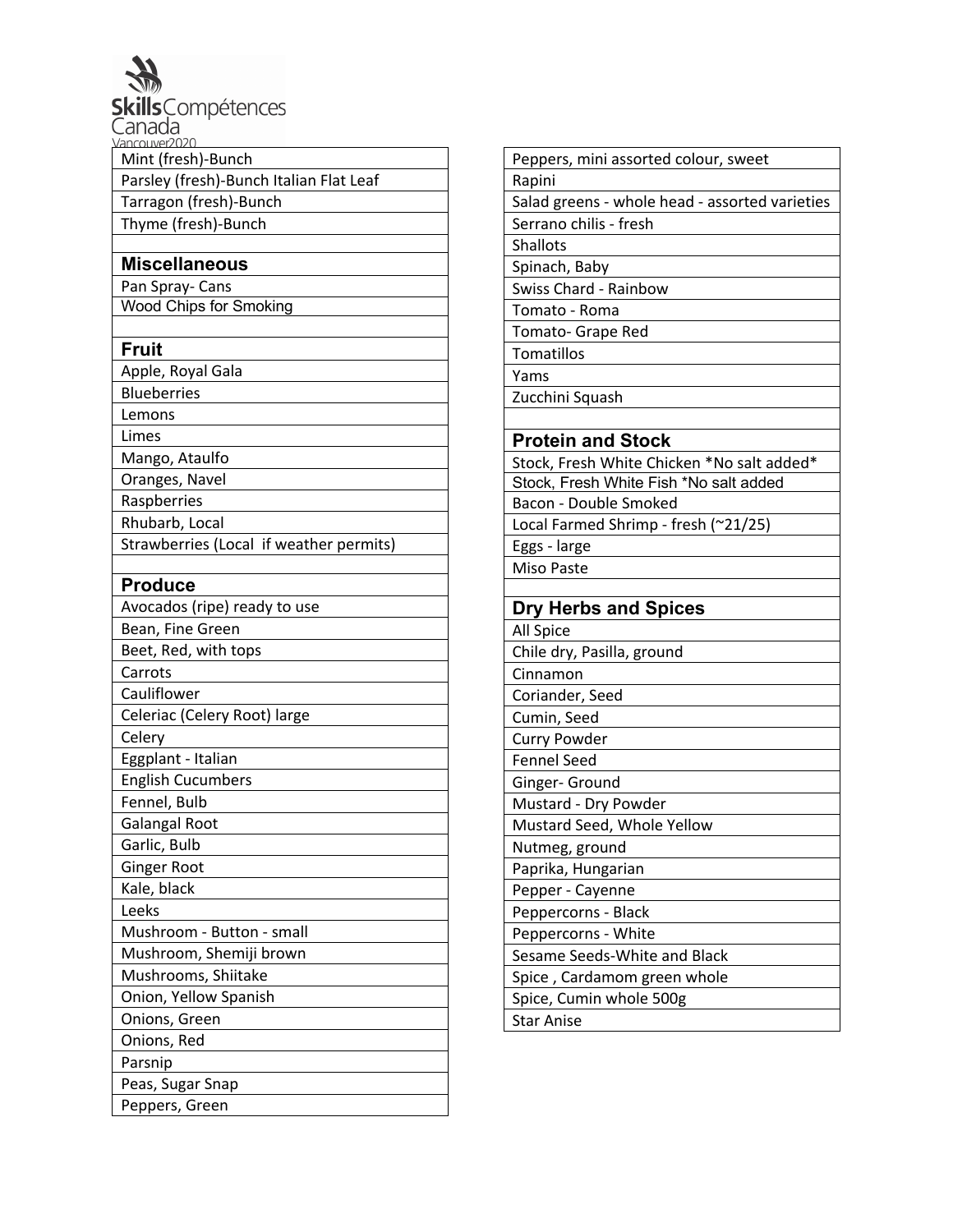| |
|---|
| Mint (fresh)-Bunch |
| Parsley (fresh)-Bunch Italian Flat Leaf |
| Tarragon (fresh)-Bunch |
| Thyme (fresh)-Bunch |
| |
| **Miscellaneous** |
| Pan Spray- Cans |
| Wood Chips for Smoking |
| |
| **Fruit** |
| Apple, Royal Gala |
| Blueberries |
| Lemons |
| Limes |
| Mango, Ataulfo |
| Oranges, Navel |
| Raspberries |
| Rhubarb, Local |
| Strawberries (Local if weather permits) |
| |
| **Produce** |
| Avocados (ripe) ready to use |
| Bean, Fine Green |
| Beet, Red, with tops |
| Carrots |
| Cauliflower |
| Celeriac (Celery Root) large |
| Celery |
| Eggplant - Italian |
| English Cucumbers |
| Fennel, Bulb |
| Galangal Root |
| Garlic, Bulb |
| Ginger Root |
| Kale, black |
| Leeks |
| Mushroom - Button - small |
| Mushroom, Shemiji brown |
| Mushrooms, Shiitake |
| Onion, Yellow Spanish |
| Onions, Green |
| Onions, Red |
| Parsnip |
| Peas, Sugar Snap |
| Peppers, Green |
| Peppers, mini assorted colour, sweet |
| Rapini |
| Salad greens - whole head - assorted varieties |
| Serrano chilis - fresh |
| Shallots |
| Spinach, Baby |
| Swiss Chard - Rainbow |
| Tomato - Roma |
| Tomato- Grape Red |
| Tomatillos |
| Yams |
| Zucchini Squash |
| |
| **Protein and Stock** |
| Stock, Fresh White Chicken *No salt added* |
| Stock, Fresh White Fish *No salt added |
| Bacon - Double Smoked |
| Local Farmed Shrimp - fresh (~21/25) |
| Eggs - large |
| Miso Paste |
| |
| **Dry Herbs and Spices** |
| All Spice |
| Chile dry, Pasilla, ground |
| Cinnamon |
| Coriander, Seed |
| Cumin, Seed |
| Curry Powder |
| Fennel Seed |
| Ginger- Ground |
| Mustard - Dry Powder |
| Mustard Seed, Whole Yellow |
| Nutmeg, ground |
| Paprika, Hungarian |
| Pepper - Cayenne |
| Peppercorns - Black |
| Peppercorns - White |
| Sesame Seeds-White and Black |
| Spice , Cardamom green whole |
| Spice, Cumin whole 500g |
| Star Anise |